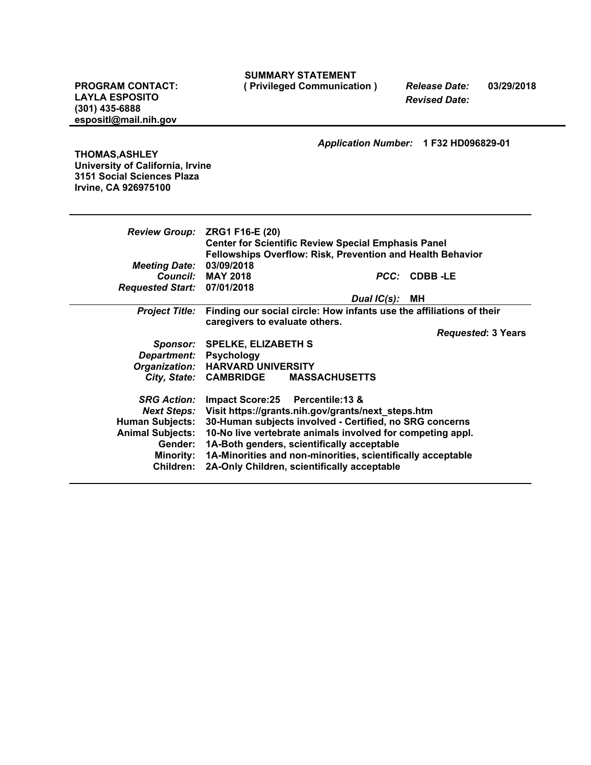**SUMMARY STATEMENT**
**( Privileged Communication )**

**PROGRAM CONTACT:**
**LAYLA ESPOSITO**
**(301) 435-6888**
**espositl@mail.nih.gov**

***Release Date:*** **03/29/2018**
***Revised Date:***

***Application Number:*** **1 F32 HD096829-01**

**THOMAS,ASHLEY**
**University of California, Irvine**
**3151 Social Sciences Plaza**
**Irvine, CA 926975100**

| | |
|---|---|
| ***Review Group:*** | **ZRG1 F16-E (20)** **Center for Scientific Review Special Emphasis Panel** **Fellowships Overflow: Risk, Prevention and Health Behavior** |
| ***Meeting Date:*** | **03/09/2018** |
| ***Council:*** | **MAY 2018** ***PCC:*** **CDBB -LE** |
| ***Requested Start:*** | **07/01/2018** |
| ***Dual IC(s):*** | **MH** |
| ***Project Title:*** | **Finding our social circle: How infants use the affiliations of their caregivers to evaluate others.** |
| | ***Requested*: 3 Years** |
| ***Sponsor:*** | **SPELKE, ELIZABETH S** |
| ***Department:*** | **Psychology** |
| ***Organization:*** | **HARVARD UNIVERSITY** |
| ***City, State:*** | **CAMBRIDGE MASSACHUSETTS** |
| ***SRG Action:*** | **Impact Score:25 Percentile:13 &** |
| ***Next Steps:*** | **Visit https://grants.nih.gov/grants/next_steps.htm** |
| **Human Subjects:** | **30-Human subjects involved - Certified, no SRG concerns** |
| **Animal Subjects:** | **10-No live vertebrate animals involved for competing appl.** |
| **Gender:** | **1A-Both genders, scientifically acceptable** |
| **Minority:** | **1A-Minorities and non-minorities, scientifically acceptable** |
| **Children:** | **2A-Only Children, scientifically acceptable** |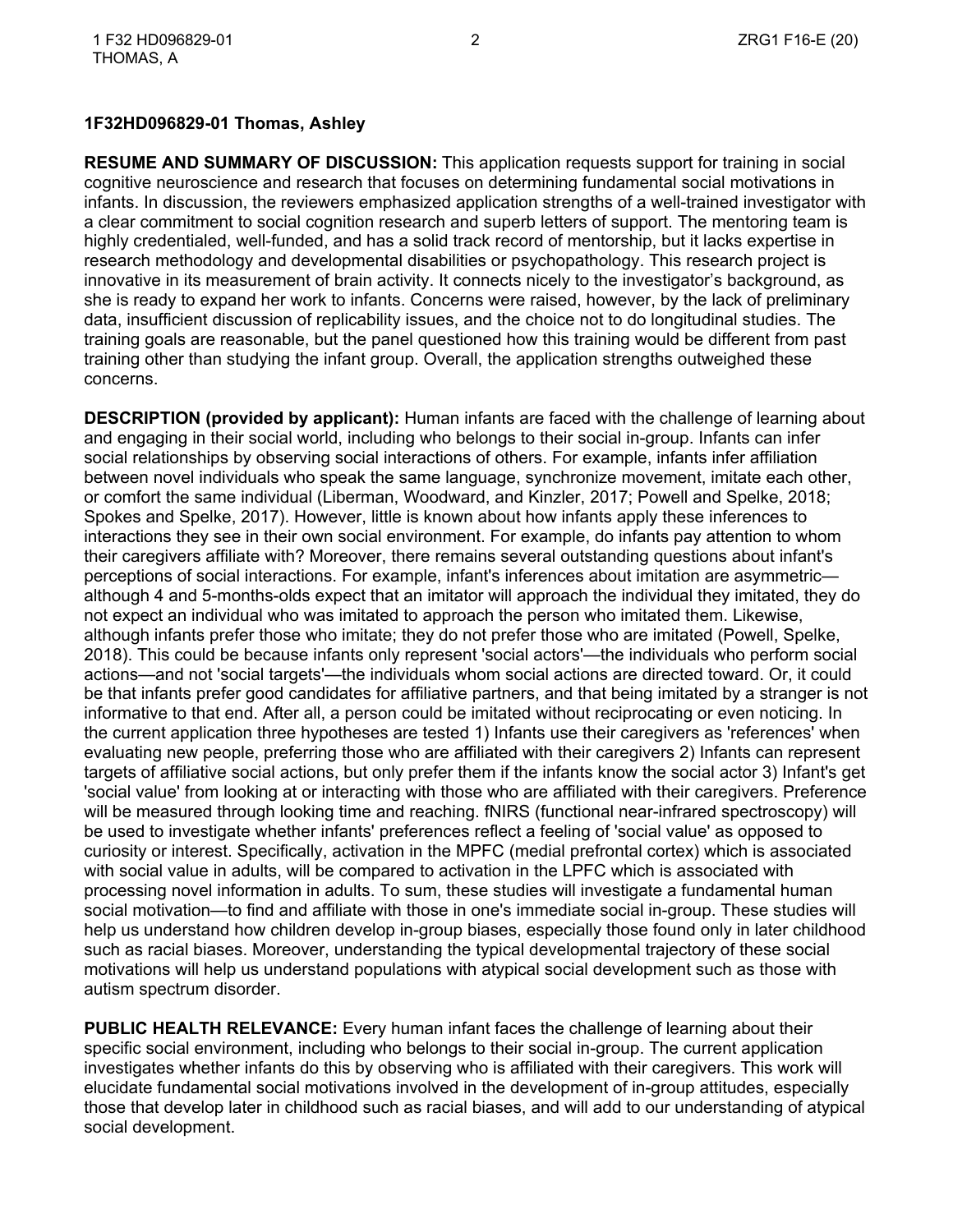**1F32HD096829-01 Thomas, Ashley**

**RESUME AND SUMMARY OF DISCUSSION:** This application requests support for training in social cognitive neuroscience and research that focuses on determining fundamental social motivations in infants. In discussion, the reviewers emphasized application strengths of a well-trained investigator with a clear commitment to social cognition research and superb letters of support. The mentoring team is highly credentialed, well-funded, and has a solid track record of mentorship, but it lacks expertise in research methodology and developmental disabilities or psychopathology. This research project is innovative in its measurement of brain activity. It connects nicely to the investigator's background, as she is ready to expand her work to infants. Concerns were raised, however, by the lack of preliminary data, insufficient discussion of replicability issues, and the choice not to do longitudinal studies. The training goals are reasonable, but the panel questioned how this training would be different from past training other than studying the infant group. Overall, the application strengths outweighed these concerns.

**DESCRIPTION (provided by applicant):** Human infants are faced with the challenge of learning about and engaging in their social world, including who belongs to their social in-group. Infants can infer social relationships by observing social interactions of others. For example, infants infer affiliation between novel individuals who speak the same language, synchronize movement, imitate each other, or comfort the same individual (Liberman, Woodward, and Kinzler, 2017; Powell and Spelke, 2018; Spokes and Spelke, 2017). However, little is known about how infants apply these inferences to interactions they see in their own social environment. For example, do infants pay attention to whom their caregivers affiliate with? Moreover, there remains several outstanding questions about infant's perceptions of social interactions. For example, infant's inferences about imitation are asymmetric—although 4 and 5-months-olds expect that an imitator will approach the individual they imitated, they do not expect an individual who was imitated to approach the person who imitated them. Likewise, although infants prefer those who imitate; they do not prefer those who are imitated (Powell, Spelke, 2018). This could be because infants only represent 'social actors'—the individuals who perform social actions—and not 'social targets'—the individuals whom social actions are directed toward. Or, it could be that infants prefer good candidates for affiliative partners, and that being imitated by a stranger is not informative to that end. After all, a person could be imitated without reciprocating or even noticing. In the current application three hypotheses are tested 1) Infants use their caregivers as 'references' when evaluating new people, preferring those who are affiliated with their caregivers 2) Infants can represent targets of affiliative social actions, but only prefer them if the infants know the social actor 3) Infant's get 'social value' from looking at or interacting with those who are affiliated with their caregivers. Preference will be measured through looking time and reaching. fNIRS (functional near-infrared spectroscopy) will be used to investigate whether infants' preferences reflect a feeling of 'social value' as opposed to curiosity or interest. Specifically, activation in the MPFC (medial prefrontal cortex) which is associated with social value in adults, will be compared to activation in the LPFC which is associated with processing novel information in adults. To sum, these studies will investigate a fundamental human social motivation—to find and affiliate with those in one's immediate social in-group. These studies will help us understand how children develop in-group biases, especially those found only in later childhood such as racial biases. Moreover, understanding the typical developmental trajectory of these social motivations will help us understand populations with atypical social development such as those with autism spectrum disorder.

**PUBLIC HEALTH RELEVANCE:** Every human infant faces the challenge of learning about their specific social environment, including who belongs to their social in-group. The current application investigates whether infants do this by observing who is affiliated with their caregivers. This work will elucidate fundamental social motivations involved in the development of in-group attitudes, especially those that develop later in childhood such as racial biases, and will add to our understanding of atypical social development.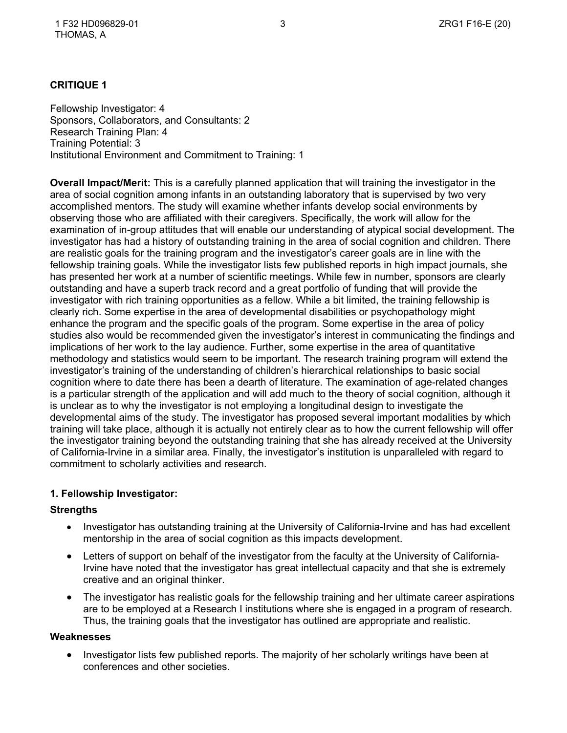**CRITIQUE 1**

Fellowship Investigator: 4
Sponsors, Collaborators, and Consultants: 2
Research Training Plan: 4
Training Potential: 3
Institutional Environment and Commitment to Training: 1

**Overall Impact/Merit:** This is a carefully planned application that will training the investigator in the area of social cognition among infants in an outstanding laboratory that is supervised by two very accomplished mentors. The study will examine whether infants develop social environments by observing those who are affiliated with their caregivers. Specifically, the work will allow for the examination of in-group attitudes that will enable our understanding of atypical social development. The investigator has had a history of outstanding training in the area of social cognition and children. There are realistic goals for the training program and the investigator's career goals are in line with the fellowship training goals. While the investigator lists few published reports in high impact journals, she has presented her work at a number of scientific meetings. While few in number, sponsors are clearly outstanding and have a superb track record and a great portfolio of funding that will provide the investigator with rich training opportunities as a fellow. While a bit limited, the training fellowship is clearly rich. Some expertise in the area of developmental disabilities or psychopathology might enhance the program and the specific goals of the program. Some expertise in the area of policy studies also would be recommended given the investigator's interest in communicating the findings and implications of her work to the lay audience. Further, some expertise in the area of quantitative methodology and statistics would seem to be important. The research training program will extend the investigator's training of the understanding of children's hierarchical relationships to basic social cognition where to date there has been a dearth of literature. The examination of age-related changes is a particular strength of the application and will add much to the theory of social cognition, although it is unclear as to why the investigator is not employing a longitudinal design to investigate the developmental aims of the study. The investigator has proposed several important modalities by which training will take place, although it is actually not entirely clear as to how the current fellowship will offer the investigator training beyond the outstanding training that she has already received at the University of California-Irvine in a similar area. Finally, the investigator's institution is unparalleled with regard to commitment to scholarly activities and research.

### 1. Fellowship Investigator:

**Strengths**

- Investigator has outstanding training at the University of California-Irvine and has had excellent mentorship in the area of social cognition as this impacts development.
- Letters of support on behalf of the investigator from the faculty at the University of California-Irvine have noted that the investigator has great intellectual capacity and that she is extremely creative and an original thinker.
- The investigator has realistic goals for the fellowship training and her ultimate career aspirations are to be employed at a Research I institutions where she is engaged in a program of research. Thus, the training goals that the investigator has outlined are appropriate and realistic.

**Weaknesses**

- Investigator lists few published reports. The majority of her scholarly writings have been at conferences and other societies.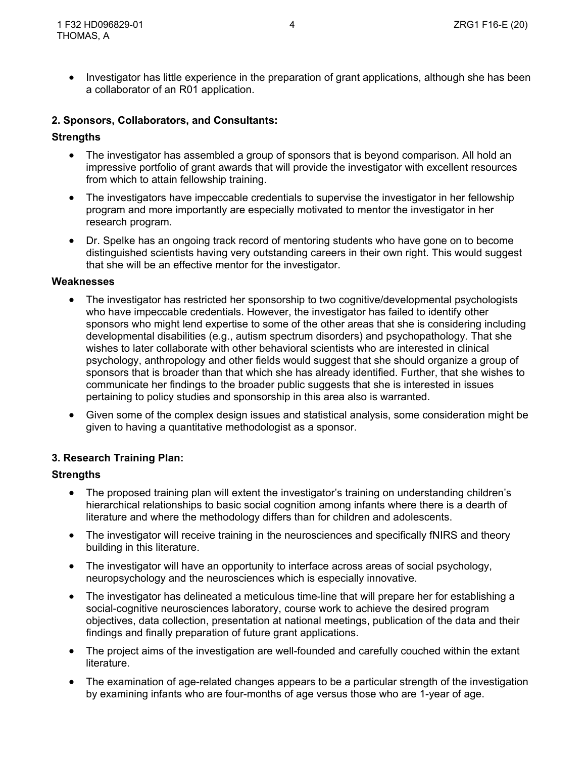- Investigator has little experience in the preparation of grant applications, although she has been a collaborator of an R01 application.

**2. Sponsors, Collaborators, and Consultants:**

**Strengths**

- The investigator has assembled a group of sponsors that is beyond comparison. All hold an impressive portfolio of grant awards that will provide the investigator with excellent resources from which to attain fellowship training.
- The investigators have impeccable credentials to supervise the investigator in her fellowship program and more importantly are especially motivated to mentor the investigator in her research program.
- Dr. Spelke has an ongoing track record of mentoring students who have gone on to become distinguished scientists having very outstanding careers in their own right. This would suggest that she will be an effective mentor for the investigator.

**Weaknesses**

- The investigator has restricted her sponsorship to two cognitive/developmental psychologists who have impeccable credentials. However, the investigator has failed to identify other sponsors who might lend expertise to some of the other areas that she is considering including developmental disabilities (e.g., autism spectrum disorders) and psychopathology. That she wishes to later collaborate with other behavioral scientists who are interested in clinical psychology, anthropology and other fields would suggest that she should organize a group of sponsors that is broader than that which she has already identified. Further, that she wishes to communicate her findings to the broader public suggests that she is interested in issues pertaining to policy studies and sponsorship in this area also is warranted.
- Given some of the complex design issues and statistical analysis, some consideration might be given to having a quantitative methodologist as a sponsor.

**3. Research Training Plan:**

**Strengths**

- The proposed training plan will extent the investigator's training on understanding children's hierarchical relationships to basic social cognition among infants where there is a dearth of literature and where the methodology differs than for children and adolescents.
- The investigator will receive training in the neurosciences and specifically fNIRS and theory building in this literature.
- The investigator will have an opportunity to interface across areas of social psychology, neuropsychology and the neurosciences which is especially innovative.
- The investigator has delineated a meticulous time-line that will prepare her for establishing a social-cognitive neurosciences laboratory, course work to achieve the desired program objectives, data collection, presentation at national meetings, publication of the data and their findings and finally preparation of future grant applications.
- The project aims of the investigation are well-founded and carefully couched within the extant literature.
- The examination of age-related changes appears to be a particular strength of the investigation by examining infants who are four-months of age versus those who are 1-year of age.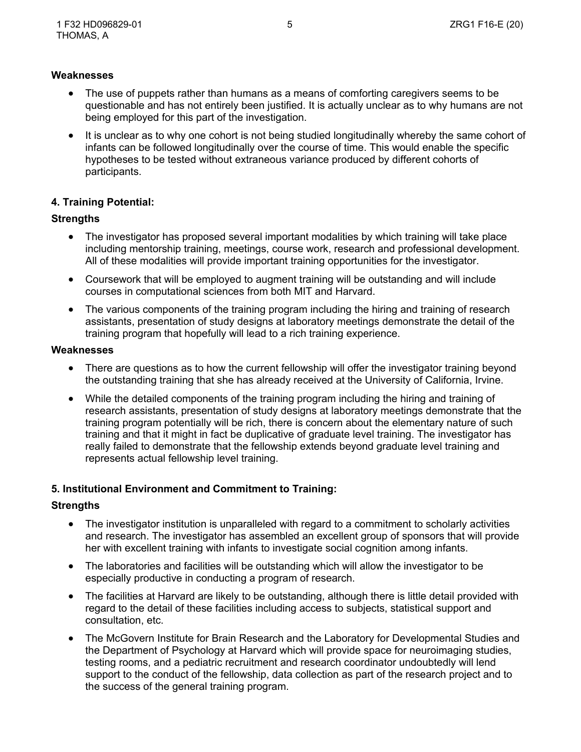**Weaknesses**

- The use of puppets rather than humans as a means of comforting caregivers seems to be questionable and has not entirely been justified. It is actually unclear as to why humans are not being employed for this part of the investigation.
- It is unclear as to why one cohort is not being studied longitudinally whereby the same cohort of infants can be followed longitudinally over the course of time. This would enable the specific hypotheses to be tested without extraneous variance produced by different cohorts of participants.

### 4. Training Potential:

**Strengths**

- The investigator has proposed several important modalities by which training will take place including mentorship training, meetings, course work, research and professional development. All of these modalities will provide important training opportunities for the investigator.
- Coursework that will be employed to augment training will be outstanding and will include courses in computational sciences from both MIT and Harvard.
- The various components of the training program including the hiring and training of research assistants, presentation of study designs at laboratory meetings demonstrate the detail of the training program that hopefully will lead to a rich training experience.

**Weaknesses**

- There are questions as to how the current fellowship will offer the investigator training beyond the outstanding training that she has already received at the University of California, Irvine.
- While the detailed components of the training program including the hiring and training of research assistants, presentation of study designs at laboratory meetings demonstrate that the training program potentially will be rich, there is concern about the elementary nature of such training and that it might in fact be duplicative of graduate level training. The investigator has really failed to demonstrate that the fellowship extends beyond graduate level training and represents actual fellowship level training.

### 5. Institutional Environment and Commitment to Training:

**Strengths**

- The investigator institution is unparalleled with regard to a commitment to scholarly activities and research. The investigator has assembled an excellent group of sponsors that will provide her with excellent training with infants to investigate social cognition among infants.
- The laboratories and facilities will be outstanding which will allow the investigator to be especially productive in conducting a program of research.
- The facilities at Harvard are likely to be outstanding, although there is little detail provided with regard to the detail of these facilities including access to subjects, statistical support and consultation, etc.
- The McGovern Institute for Brain Research and the Laboratory for Developmental Studies and the Department of Psychology at Harvard which will provide space for neuroimaging studies, testing rooms, and a pediatric recruitment and research coordinator undoubtedly will lend support to the conduct of the fellowship, data collection as part of the research project and to the success of the general training program.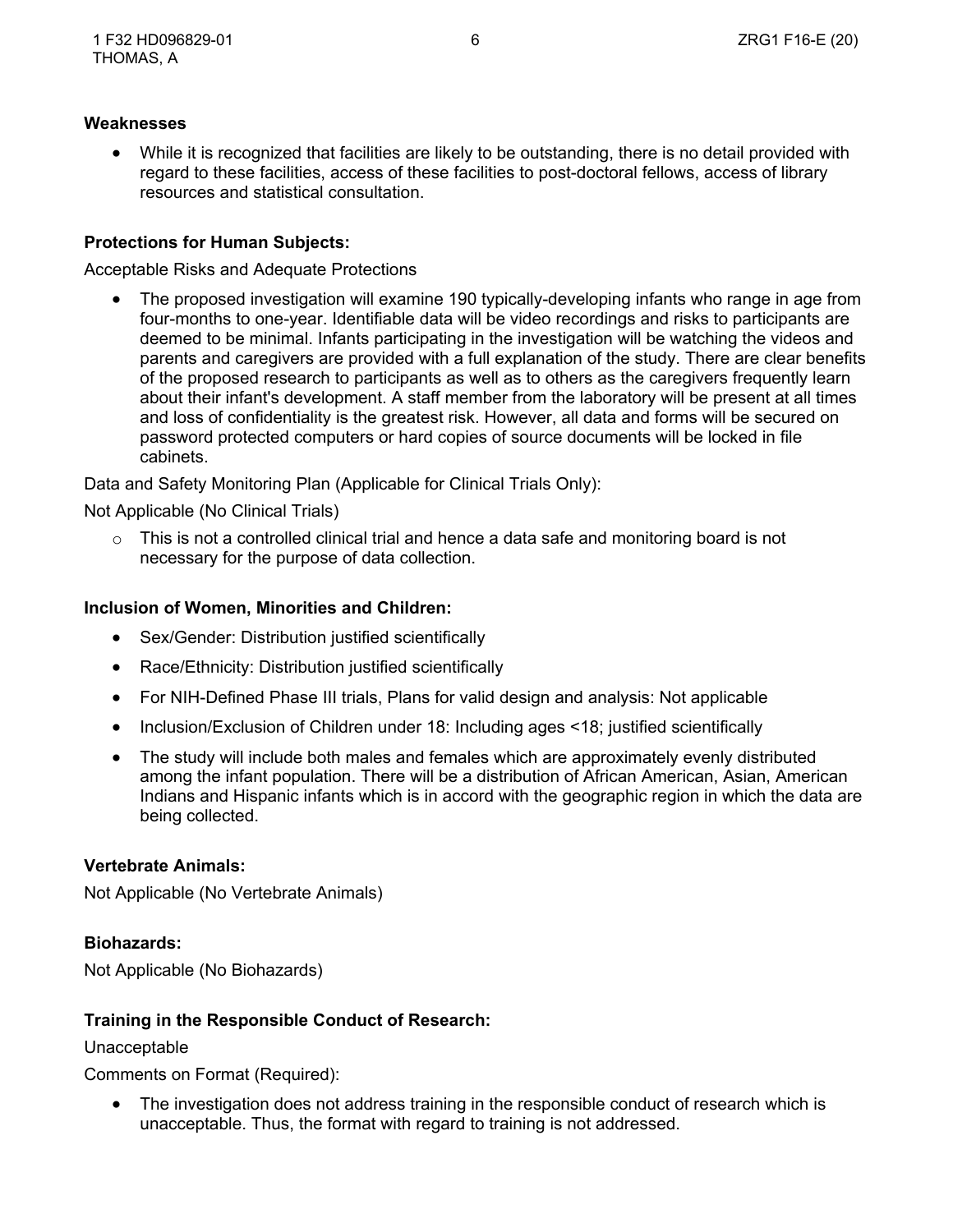**Weaknesses**

- While it is recognized that facilities are likely to be outstanding, there is no detail provided with regard to these facilities, access of these facilities to post-doctoral fellows, access of library resources and statistical consultation.

**Protections for Human Subjects:**

Acceptable Risks and Adequate Protections

- The proposed investigation will examine 190 typically-developing infants who range in age from four-months to one-year. Identifiable data will be video recordings and risks to participants are deemed to be minimal. Infants participating in the investigation will be watching the videos and parents and caregivers are provided with a full explanation of the study. There are clear benefits of the proposed research to participants as well as to others as the caregivers frequently learn about their infant's development. A staff member from the laboratory will be present at all times and loss of confidentiality is the greatest risk. However, all data and forms will be secured on password protected computers or hard copies of source documents will be locked in file cabinets.

Data and Safety Monitoring Plan (Applicable for Clinical Trials Only):

Not Applicable (No Clinical Trials)

- This is not a controlled clinical trial and hence a data safe and monitoring board is not necessary for the purpose of data collection.

**Inclusion of Women, Minorities and Children:**

- Sex/Gender: Distribution justified scientifically
- Race/Ethnicity: Distribution justified scientifically
- For NIH-Defined Phase III trials, Plans for valid design and analysis: Not applicable
- Inclusion/Exclusion of Children under 18: Including ages <18; justified scientifically
- The study will include both males and females which are approximately evenly distributed among the infant population. There will be a distribution of African American, Asian, American Indians and Hispanic infants which is in accord with the geographic region in which the data are being collected.

**Vertebrate Animals:**

Not Applicable (No Vertebrate Animals)

**Biohazards:**

Not Applicable (No Biohazards)

**Training in the Responsible Conduct of Research:**

Unacceptable

Comments on Format (Required):

- The investigation does not address training in the responsible conduct of research which is unacceptable. Thus, the format with regard to training is not addressed.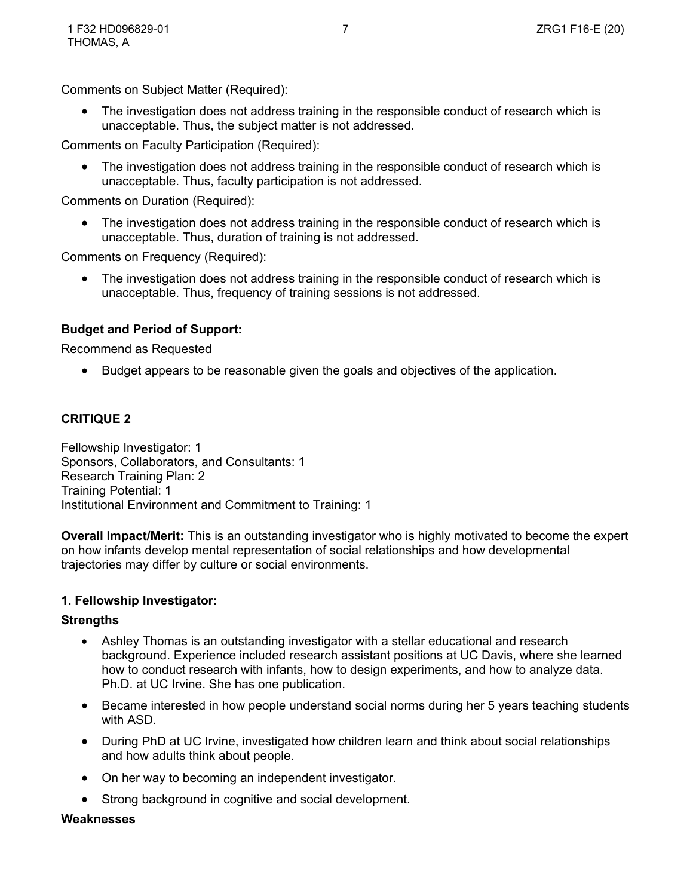Comments on Subject Matter (Required):

- The investigation does not address training in the responsible conduct of research which is unacceptable. Thus, the subject matter is not addressed.

Comments on Faculty Participation (Required):

- The investigation does not address training in the responsible conduct of research which is unacceptable. Thus, faculty participation is not addressed.

Comments on Duration (Required):

- The investigation does not address training in the responsible conduct of research which is unacceptable. Thus, duration of training is not addressed.

Comments on Frequency (Required):

- The investigation does not address training in the responsible conduct of research which is unacceptable. Thus, frequency of training sessions is not addressed.

**Budget and Period of Support:**

Recommend as Requested

- Budget appears to be reasonable given the goals and objectives of the application.

**CRITIQUE 2**

Fellowship Investigator: 1
Sponsors, Collaborators, and Consultants: 1
Research Training Plan: 2
Training Potential: 1
Institutional Environment and Commitment to Training: 1

**Overall Impact/Merit:** This is an outstanding investigator who is highly motivated to become the expert on how infants develop mental representation of social relationships and how developmental trajectories may differ by culture or social environments.

**1. Fellowship Investigator:**

**Strengths**

- Ashley Thomas is an outstanding investigator with a stellar educational and research background. Experience included research assistant positions at UC Davis, where she learned how to conduct research with infants, how to design experiments, and how to analyze data. Ph.D. at UC Irvine. She has one publication.
- Became interested in how people understand social norms during her 5 years teaching students with ASD.
- During PhD at UC Irvine, investigated how children learn and think about social relationships and how adults think about people.
- On her way to becoming an independent investigator.
- Strong background in cognitive and social development.

**Weaknesses**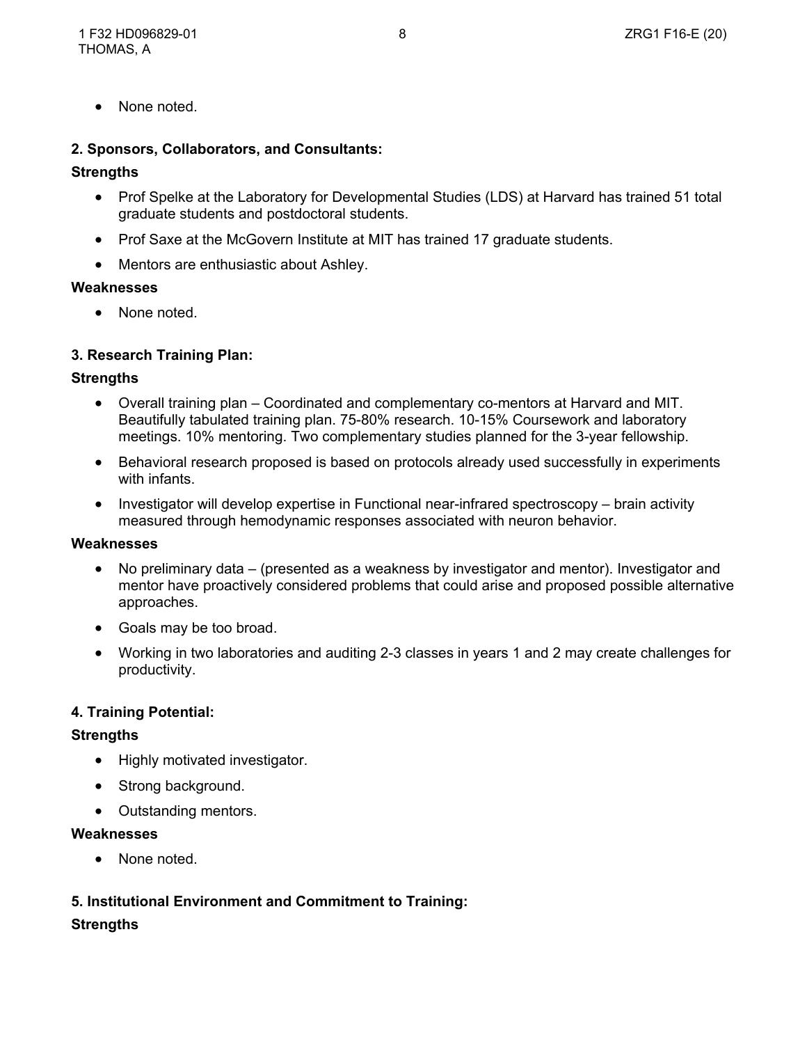- None noted.

**2. Sponsors, Collaborators, and Consultants:**

**Strengths**

- Prof Spelke at the Laboratory for Developmental Studies (LDS) at Harvard has trained 51 total graduate students and postdoctoral students.
- Prof Saxe at the McGovern Institute at MIT has trained 17 graduate students.
- Mentors are enthusiastic about Ashley.

**Weaknesses**

- None noted.

**3. Research Training Plan:**

**Strengths**

- Overall training plan – Coordinated and complementary co-mentors at Harvard and MIT. Beautifully tabulated training plan. 75-80% research. 10-15% Coursework and laboratory meetings. 10% mentoring. Two complementary studies planned for the 3-year fellowship.
- Behavioral research proposed is based on protocols already used successfully in experiments with infants.
- Investigator will develop expertise in Functional near-infrared spectroscopy – brain activity measured through hemodynamic responses associated with neuron behavior.

**Weaknesses**

- No preliminary data – (presented as a weakness by investigator and mentor). Investigator and mentor have proactively considered problems that could arise and proposed possible alternative approaches.
- Goals may be too broad.
- Working in two laboratories and auditing 2-3 classes in years 1 and 2 may create challenges for productivity.

**4. Training Potential:**

**Strengths**

- Highly motivated investigator.
- Strong background.
- Outstanding mentors.

**Weaknesses**

- None noted.

**5. Institutional Environment and Commitment to Training:**

**Strengths**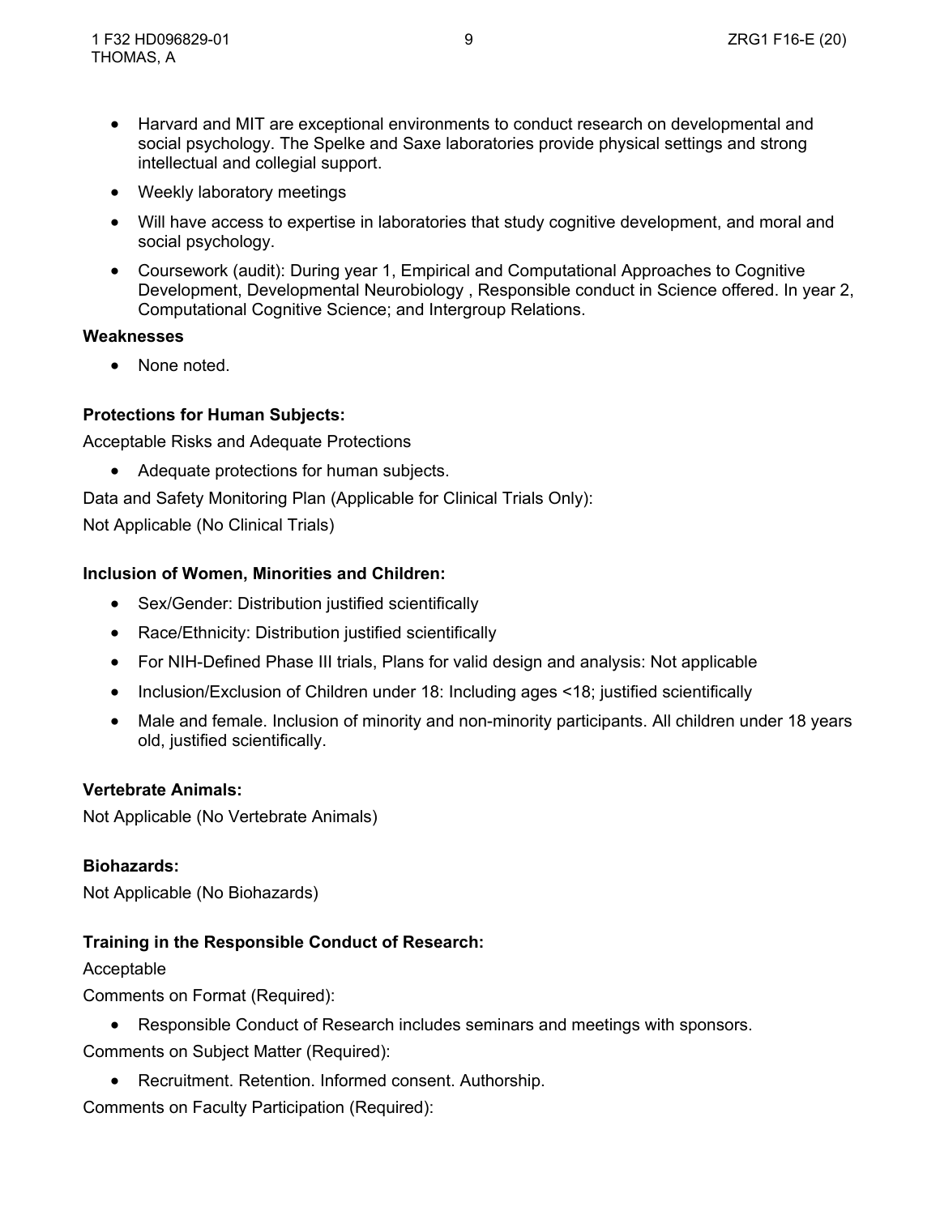- Harvard and MIT are exceptional environments to conduct research on developmental and social psychology. The Spelke and Saxe laboratories provide physical settings and strong intellectual and collegial support.
- Weekly laboratory meetings
- Will have access to expertise in laboratories that study cognitive development, and moral and social psychology.
- Coursework (audit): During year 1, Empirical and Computational Approaches to Cognitive Development, Developmental Neurobiology , Responsible conduct in Science offered. In year 2, Computational Cognitive Science; and Intergroup Relations.

**Weaknesses**

- None noted.

**Protections for Human Subjects:**

Acceptable Risks and Adequate Protections

- Adequate protections for human subjects.

Data and Safety Monitoring Plan (Applicable for Clinical Trials Only):

Not Applicable (No Clinical Trials)

**Inclusion of Women, Minorities and Children:**

- Sex/Gender: Distribution justified scientifically
- Race/Ethnicity: Distribution justified scientifically
- For NIH-Defined Phase III trials, Plans for valid design and analysis: Not applicable
- Inclusion/Exclusion of Children under 18: Including ages <18; justified scientifically
- Male and female. Inclusion of minority and non-minority participants. All children under 18 years old, justified scientifically.

**Vertebrate Animals:**

Not Applicable (No Vertebrate Animals)

**Biohazards:**

Not Applicable (No Biohazards)

**Training in the Responsible Conduct of Research:**

Acceptable

Comments on Format (Required):

- Responsible Conduct of Research includes seminars and meetings with sponsors.

Comments on Subject Matter (Required):

- Recruitment. Retention. Informed consent. Authorship.

Comments on Faculty Participation (Required):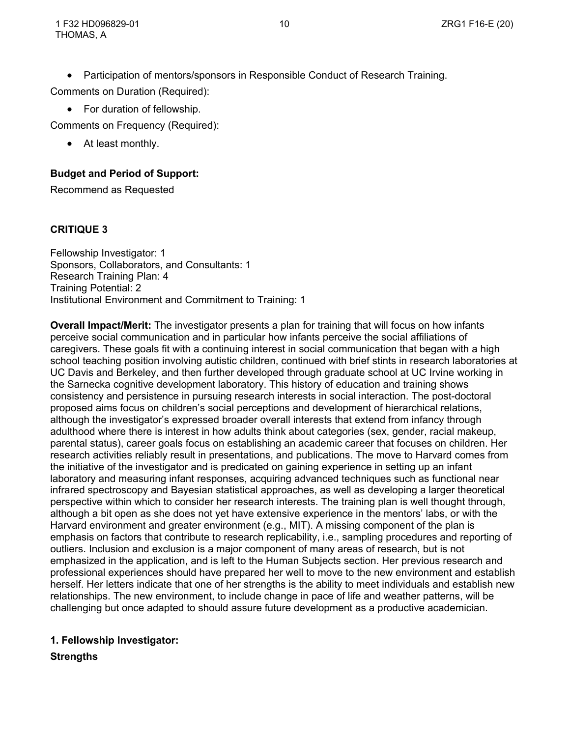- Participation of mentors/sponsors in Responsible Conduct of Research Training.

Comments on Duration (Required):

- For duration of fellowship.

Comments on Frequency (Required):

- At least monthly.

**Budget and Period of Support:**

Recommend as Requested

**CRITIQUE 3**

Fellowship Investigator: 1
Sponsors, Collaborators, and Consultants: 1
Research Training Plan: 4
Training Potential: 2
Institutional Environment and Commitment to Training: 1

**Overall Impact/Merit:** The investigator presents a plan for training that will focus on how infants perceive social communication and in particular how infants perceive the social affiliations of caregivers. These goals fit with a continuing interest in social communication that began with a high school teaching position involving autistic children, continued with brief stints in research laboratories at UC Davis and Berkeley, and then further developed through graduate school at UC Irvine working in the Sarnecka cognitive development laboratory. This history of education and training shows consistency and persistence in pursuing research interests in social interaction. The post-doctoral proposed aims focus on children's social perceptions and development of hierarchical relations, although the investigator's expressed broader overall interests that extend from infancy through adulthood where there is interest in how adults think about categories (sex, gender, racial makeup, parental status), career goals focus on establishing an academic career that focuses on children. Her research activities reliably result in presentations, and publications. The move to Harvard comes from the initiative of the investigator and is predicated on gaining experience in setting up an infant laboratory and measuring infant responses, acquiring advanced techniques such as functional near infrared spectroscopy and Bayesian statistical approaches, as well as developing a larger theoretical perspective within which to consider her research interests. The training plan is well thought through, although a bit open as she does not yet have extensive experience in the mentors' labs, or with the Harvard environment and greater environment (e.g., MIT). A missing component of the plan is emphasis on factors that contribute to research replicability, i.e., sampling procedures and reporting of outliers. Inclusion and exclusion is a major component of many areas of research, but is not emphasized in the application, and is left to the Human Subjects section. Her previous research and professional experiences should have prepared her well to move to the new environment and establish herself. Her letters indicate that one of her strengths is the ability to meet individuals and establish new relationships. The new environment, to include change in pace of life and weather patterns, will be challenging but once adapted to should assure future development as a productive academician.

**1. Fellowship Investigator:**

**Strengths**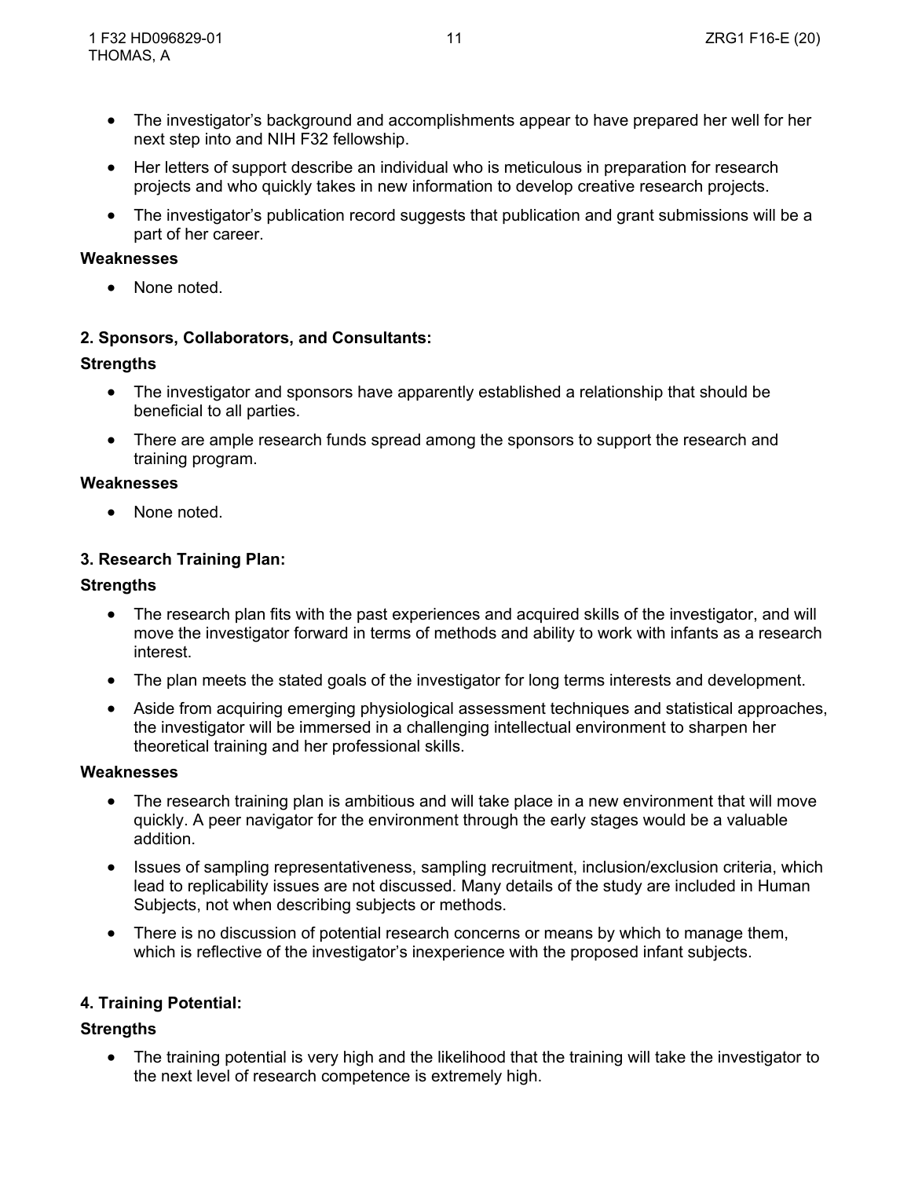- The investigator's background and accomplishments appear to have prepared her well for her next step into and NIH F32 fellowship.
- Her letters of support describe an individual who is meticulous in preparation for research projects and who quickly takes in new information to develop creative research projects.
- The investigator's publication record suggests that publication and grant submissions will be a part of her career.

**Weaknesses**

- None noted.

**2. Sponsors, Collaborators, and Consultants:**

**Strengths**

- The investigator and sponsors have apparently established a relationship that should be beneficial to all parties.
- There are ample research funds spread among the sponsors to support the research and training program.

**Weaknesses**

- None noted.

**3. Research Training Plan:**

**Strengths**

- The research plan fits with the past experiences and acquired skills of the investigator, and will move the investigator forward in terms of methods and ability to work with infants as a research interest.
- The plan meets the stated goals of the investigator for long terms interests and development.
- Aside from acquiring emerging physiological assessment techniques and statistical approaches, the investigator will be immersed in a challenging intellectual environment to sharpen her theoretical training and her professional skills.

**Weaknesses**

- The research training plan is ambitious and will take place in a new environment that will move quickly. A peer navigator for the environment through the early stages would be a valuable addition.
- Issues of sampling representativeness, sampling recruitment, inclusion/exclusion criteria, which lead to replicability issues are not discussed. Many details of the study are included in Human Subjects, not when describing subjects or methods.
- There is no discussion of potential research concerns or means by which to manage them, which is reflective of the investigator's inexperience with the proposed infant subjects.

**4. Training Potential:**

**Strengths**

- The training potential is very high and the likelihood that the training will take the investigator to the next level of research competence is extremely high.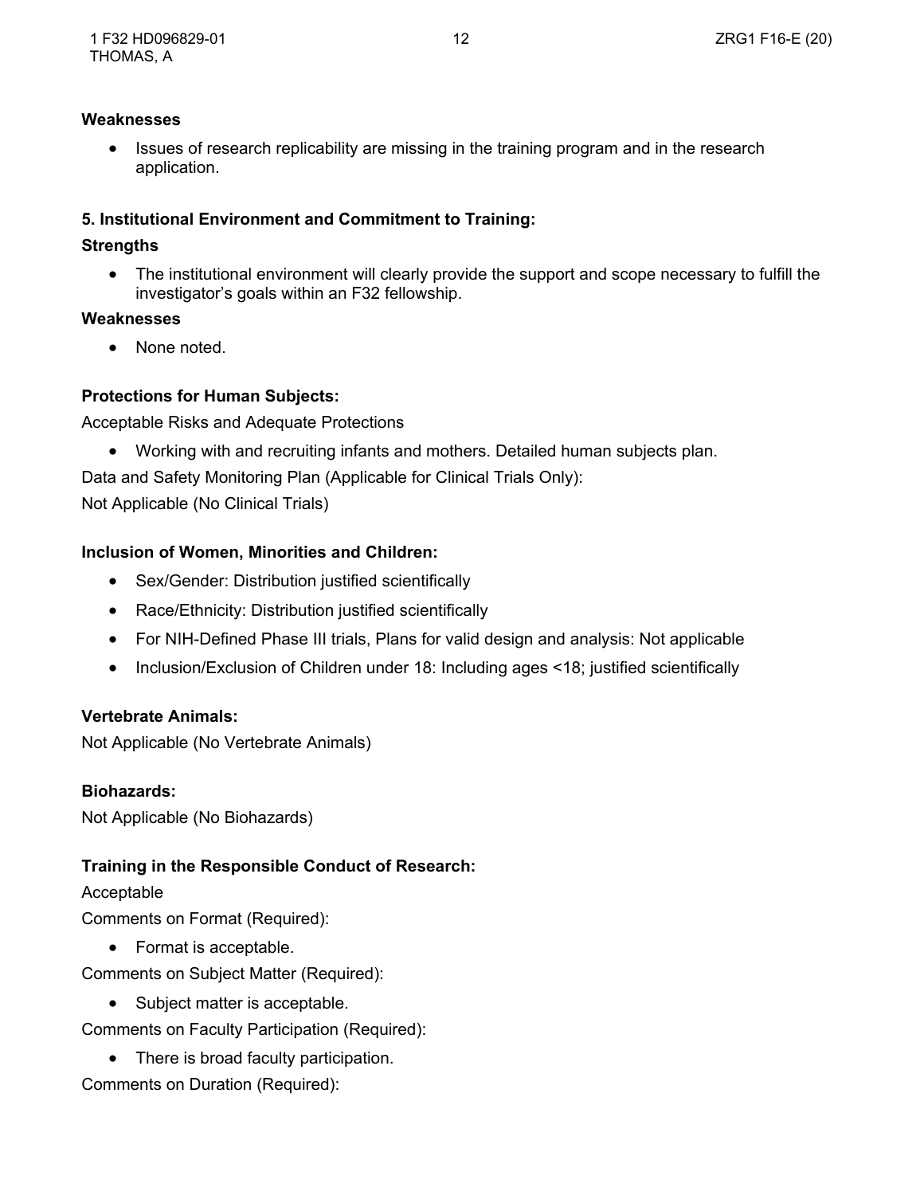**Weaknesses**

- Issues of research replicability are missing in the training program and in the research application.

**5. Institutional Environment and Commitment to Training:**

**Strengths**

- The institutional environment will clearly provide the support and scope necessary to fulfill the investigator's goals within an F32 fellowship.

**Weaknesses**

- None noted.

**Protections for Human Subjects:**

Acceptable Risks and Adequate Protections

- Working with and recruiting infants and mothers. Detailed human subjects plan.

Data and Safety Monitoring Plan (Applicable for Clinical Trials Only):

Not Applicable (No Clinical Trials)

**Inclusion of Women, Minorities and Children:**

- Sex/Gender: Distribution justified scientifically
- Race/Ethnicity: Distribution justified scientifically
- For NIH-Defined Phase III trials, Plans for valid design and analysis: Not applicable
- Inclusion/Exclusion of Children under 18: Including ages <18; justified scientifically

**Vertebrate Animals:**

Not Applicable (No Vertebrate Animals)

**Biohazards:**

Not Applicable (No Biohazards)

**Training in the Responsible Conduct of Research:**

Acceptable

Comments on Format (Required):

- Format is acceptable.

Comments on Subject Matter (Required):

- Subject matter is acceptable.

Comments on Faculty Participation (Required):

- There is broad faculty participation.

Comments on Duration (Required):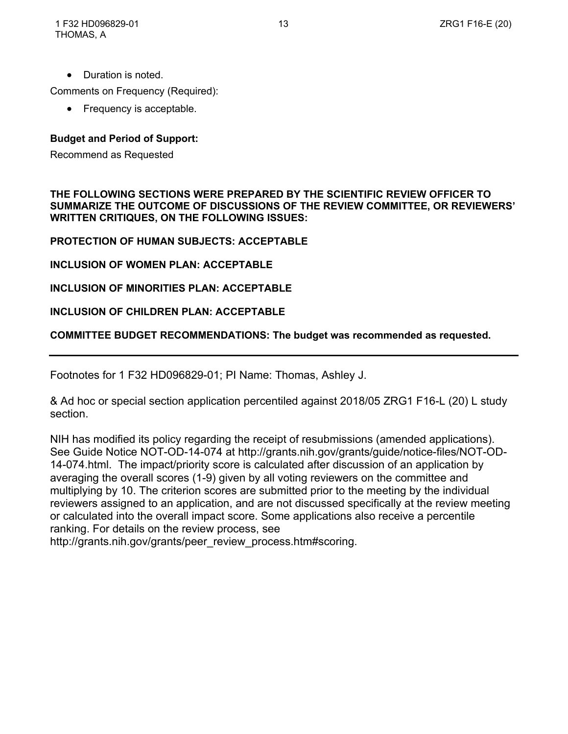- Duration is noted.

Comments on Frequency (Required):

- Frequency is acceptable.

**Budget and Period of Support:**

Recommend as Requested

**THE FOLLOWING SECTIONS WERE PREPARED BY THE SCIENTIFIC REVIEW OFFICER TO SUMMARIZE THE OUTCOME OF DISCUSSIONS OF THE REVIEW COMMITTEE, OR REVIEWERS' WRITTEN CRITIQUES, ON THE FOLLOWING ISSUES:**

**PROTECTION OF HUMAN SUBJECTS: ACCEPTABLE**

**INCLUSION OF WOMEN PLAN: ACCEPTABLE**

**INCLUSION OF MINORITIES PLAN: ACCEPTABLE**

**INCLUSION OF CHILDREN PLAN: ACCEPTABLE**

**COMMITTEE BUDGET RECOMMENDATIONS: The budget was recommended as requested.**

---

Footnotes for 1 F32 HD096829-01; PI Name: Thomas, Ashley J.

& Ad hoc or special section application percentiled against 2018/05 ZRG1 F16-L (20) L study section.

NIH has modified its policy regarding the receipt of resubmissions (amended applications). See Guide Notice NOT-OD-14-074 at http://grants.nih.gov/grants/guide/notice-files/NOT-OD-14-074.html. The impact/priority score is calculated after discussion of an application by averaging the overall scores (1-9) given by all voting reviewers on the committee and multiplying by 10. The criterion scores are submitted prior to the meeting by the individual reviewers assigned to an application, and are not discussed specifically at the review meeting or calculated into the overall impact score. Some applications also receive a percentile ranking. For details on the review process, see http://grants.nih.gov/grants/peer_review_process.htm#scoring.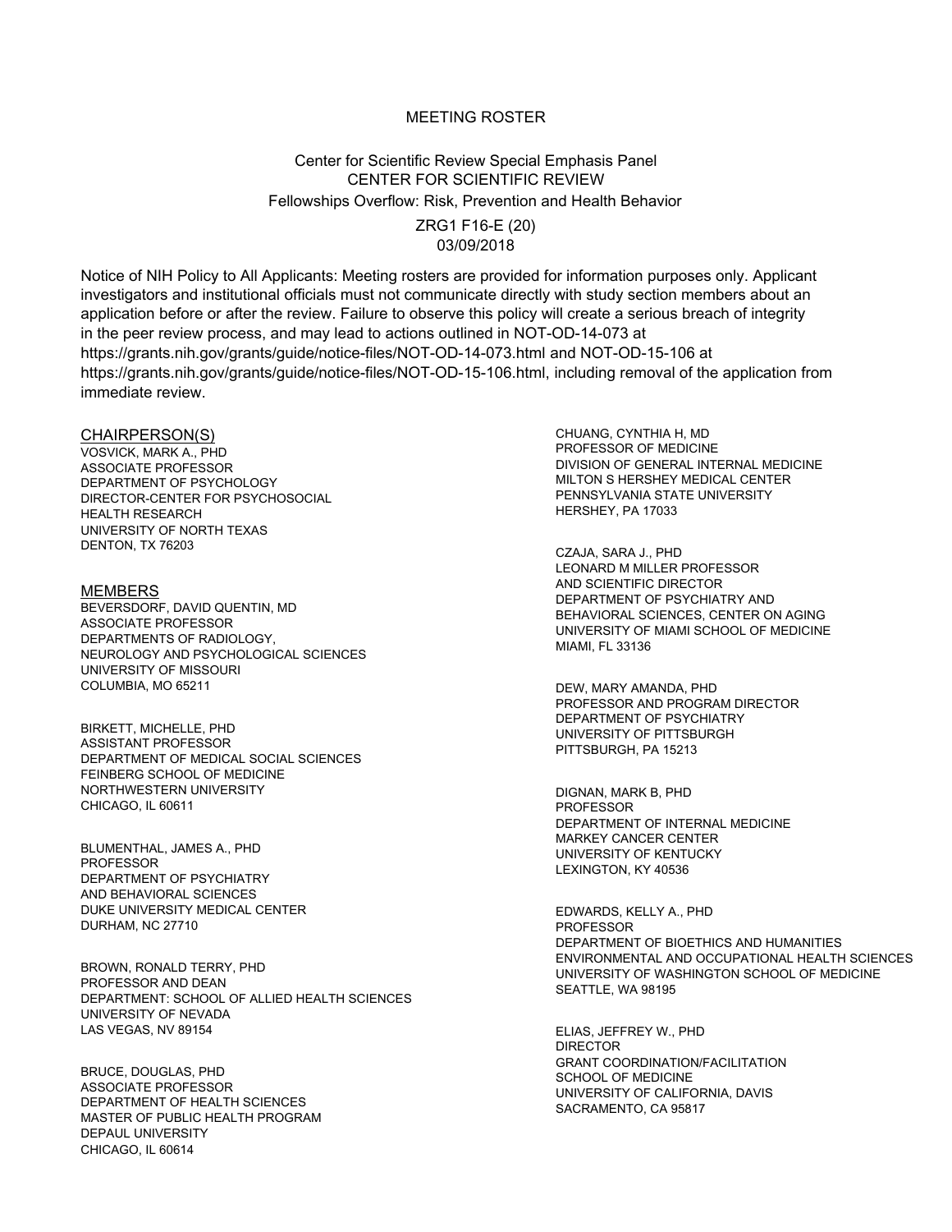MEETING ROSTER

Center for Scientific Review Special Emphasis Panel
CENTER FOR SCIENTIFIC REVIEW
Fellowships Overflow: Risk, Prevention and Health Behavior

ZRG1 F16-E (20)
03/09/2018

Notice of NIH Policy to All Applicants: Meeting rosters are provided for information purposes only. Applicant investigators and institutional officials must not communicate directly with study section members about an application before or after the review. Failure to observe this policy will create a serious breach of integrity in the peer review process, and may lead to actions outlined in NOT-OD-14-073 at https://grants.nih.gov/grants/guide/notice-files/NOT-OD-14-073.html and NOT-OD-15-106 at https://grants.nih.gov/grants/guide/notice-files/NOT-OD-15-106.html, including removal of the application from immediate review.

## CHAIRPERSON(S)

VOSVICK, MARK A., PHD
ASSOCIATE PROFESSOR
DEPARTMENT OF PSYCHOLOGY
DIRECTOR-CENTER FOR PSYCHOSOCIAL HEALTH RESEARCH
UNIVERSITY OF NORTH TEXAS
DENTON, TX 76203

## MEMBERS

BEVERSDORF, DAVID QUENTIN, MD
ASSOCIATE PROFESSOR
DEPARTMENTS OF RADIOLOGY, NEUROLOGY AND PSYCHOLOGICAL SCIENCES
UNIVERSITY OF MISSOURI
COLUMBIA, MO 65211

BIRKETT, MICHELLE, PHD
ASSISTANT PROFESSOR
DEPARTMENT OF MEDICAL SOCIAL SCIENCES
FEINBERG SCHOOL OF MEDICINE
NORTHWESTERN UNIVERSITY
CHICAGO, IL 60611

BLUMENTHAL, JAMES A., PHD
PROFESSOR
DEPARTMENT OF PSYCHIATRY AND BEHAVIORAL SCIENCES
DUKE UNIVERSITY MEDICAL CENTER
DURHAM, NC 27710

BROWN, RONALD TERRY, PHD
PROFESSOR AND DEAN
DEPARTMENT: SCHOOL OF ALLIED HEALTH SCIENCES
UNIVERSITY OF NEVADA
LAS VEGAS, NV 89154

BRUCE, DOUGLAS, PHD
ASSOCIATE PROFESSOR
DEPARTMENT OF HEALTH SCIENCES
MASTER OF PUBLIC HEALTH PROGRAM
DEPAUL UNIVERSITY
CHICAGO, IL 60614

CHUANG, CYNTHIA H, MD
PROFESSOR OF MEDICINE
DIVISION OF GENERAL INTERNAL MEDICINE
MILTON S HERSHEY MEDICAL CENTER
PENNSYLVANIA STATE UNIVERSITY
HERSHEY, PA 17033

CZAJA, SARA J., PHD
LEONARD M MILLER PROFESSOR AND SCIENTIFIC DIRECTOR
DEPARTMENT OF PSYCHIATRY AND BEHAVIORAL SCIENCES, CENTER ON AGING
UNIVERSITY OF MIAMI SCHOOL OF MEDICINE
MIAMI, FL 33136

DEW, MARY AMANDA, PHD
PROFESSOR AND PROGRAM DIRECTOR
DEPARTMENT OF PSYCHIATRY
UNIVERSITY OF PITTSBURGH
PITTSBURGH, PA 15213

DIGNAN, MARK B, PHD
PROFESSOR
DEPARTMENT OF INTERNAL MEDICINE
MARKEY CANCER CENTER
UNIVERSITY OF KENTUCKY
LEXINGTON, KY 40536

EDWARDS, KELLY A., PHD
PROFESSOR
DEPARTMENT OF BIOETHICS AND HUMANITIES
ENVIRONMENTAL AND OCCUPATIONAL HEALTH SCIENCES
UNIVERSITY OF WASHINGTON SCHOOL OF MEDICINE
SEATTLE, WA 98195

ELIAS, JEFFREY W., PHD
DIRECTOR
GRANT COORDINATION/FACILITATION
SCHOOL OF MEDICINE
UNIVERSITY OF CALIFORNIA, DAVIS
SACRAMENTO, CA 95817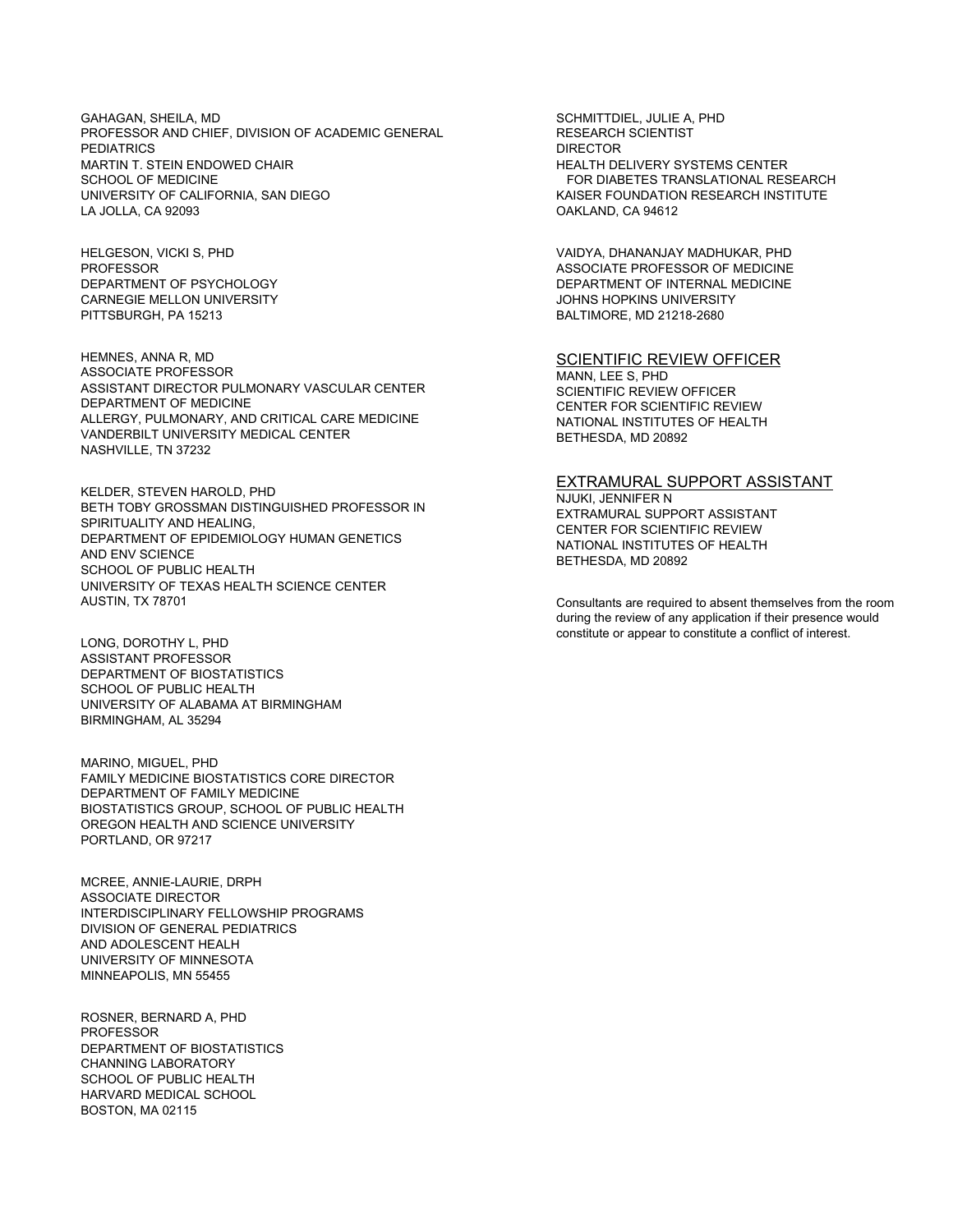GAHAGAN, SHEILA, MD
PROFESSOR AND CHIEF, DIVISION OF ACADEMIC GENERAL PEDIATRICS
MARTIN T. STEIN ENDOWED CHAIR
SCHOOL OF MEDICINE
UNIVERSITY OF CALIFORNIA, SAN DIEGO
LA JOLLA, CA 92093

HELGESON, VICKI S, PHD
PROFESSOR
DEPARTMENT OF PSYCHOLOGY
CARNEGIE MELLON UNIVERSITY
PITTSBURGH, PA 15213

HEMNES, ANNA R, MD
ASSOCIATE PROFESSOR
ASSISTANT DIRECTOR PULMONARY VASCULAR CENTER
DEPARTMENT OF MEDICINE
ALLERGY, PULMONARY, AND CRITICAL CARE MEDICINE
VANDERBILT UNIVERSITY MEDICAL CENTER
NASHVILLE, TN 37232

KELDER, STEVEN HAROLD, PHD
BETH TOBY GROSSMAN DISTINGUISHED PROFESSOR IN SPIRITUALITY AND HEALING,
DEPARTMENT OF EPIDEMIOLOGY HUMAN GENETICS AND ENV SCIENCE
SCHOOL OF PUBLIC HEALTH
UNIVERSITY OF TEXAS HEALTH SCIENCE CENTER
AUSTIN, TX 78701

LONG, DOROTHY L, PHD
ASSISTANT PROFESSOR
DEPARTMENT OF BIOSTATISTICS
SCHOOL OF PUBLIC HEALTH
UNIVERSITY OF ALABAMA AT BIRMINGHAM
BIRMINGHAM, AL 35294

MARINO, MIGUEL, PHD
FAMILY MEDICINE BIOSTATISTICS CORE DIRECTOR
DEPARTMENT OF FAMILY MEDICINE
BIOSTATISTICS GROUP, SCHOOL OF PUBLIC HEALTH
OREGON HEALTH AND SCIENCE UNIVERSITY
PORTLAND, OR 97217

MCREE, ANNIE-LAURIE, DRPH
ASSOCIATE DIRECTOR
INTERDISCIPLINARY FELLOWSHIP PROGRAMS
DIVISION OF GENERAL PEDIATRICS AND ADOLESCENT HEALH
UNIVERSITY OF MINNESOTA
MINNEAPOLIS, MN 55455

ROSNER, BERNARD A, PHD
PROFESSOR
DEPARTMENT OF BIOSTATISTICS
CHANNING LABORATORY
SCHOOL OF PUBLIC HEALTH
HARVARD MEDICAL SCHOOL
BOSTON, MA 02115

SCHMITTDIEL, JULIE A, PHD
RESEARCH SCIENTIST
DIRECTOR
HEALTH DELIVERY SYSTEMS CENTER FOR DIABETES TRANSLATIONAL RESEARCH
KAISER FOUNDATION RESEARCH INSTITUTE
OAKLAND, CA 94612

VAIDYA, DHANANJAY MADHUKAR, PHD
ASSOCIATE PROFESSOR OF MEDICINE
DEPARTMENT OF INTERNAL MEDICINE
JOHNS HOPKINS UNIVERSITY
BALTIMORE, MD 21218-2680

## SCIENTIFIC REVIEW OFFICER

MANN, LEE S, PHD
SCIENTIFIC REVIEW OFFICER
CENTER FOR SCIENTIFIC REVIEW
NATIONAL INSTITUTES OF HEALTH
BETHESDA, MD 20892

## EXTRAMURAL SUPPORT ASSISTANT

NJUKI, JENNIFER N
EXTRAMURAL SUPPORT ASSISTANT
CENTER FOR SCIENTIFIC REVIEW
NATIONAL INSTITUTES OF HEALTH
BETHESDA, MD 20892

Consultants are required to absent themselves from the room during the review of any application if their presence would constitute or appear to constitute a conflict of interest.